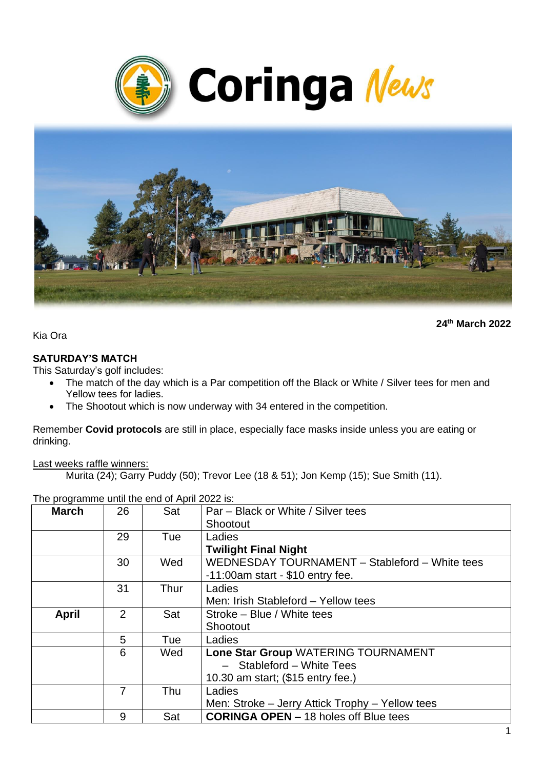# Coringa News

**24th March 2022**

Kia Ora

**SATURDAY'S MATCH**

This Saturday's golf includes:

- The match of the day which is a Par competition off the Black or White / Silver tees for men and Yellow tees for ladies.
- The Shootout which is now underway with 34 entered in the competition.

Remember **Covid protocols** are still in place, especially face masks inside unless you are eating or drinking.

Last weeks raffle winners:

Murita (24); Garry Puddy (50); Trevor Lee (18 & 51); Jon Kemp (15); Sue Smith (11).

The programme until the end of April 2022 is:

| | | | |
|---|---|---|---|
| **March** | 26 | Sat | Par – Black or White / Silver tees<br>Shootout |
| | 29 | Tue | Ladies<br>**Twilight Final Night** |
| | 30 | Wed | WEDNESDAY TOURNAMENT – Stableford – White tees -11:00am start - $10 entry fee. |
| | 31 | Thur | Ladies<br>Men: Irish Stableford – Yellow tees |
| **April** | 2 | Sat | Stroke – Blue / White tees<br>Shootout |
| | 5 | Tue | Ladies |
| | 6 | Wed | **Lone Star Group** WATERING TOURNAMENT<br>– Stableford – White Tees<br>10.30 am start; ($15 entry fee.) |
| | 7 | Thu | Ladies<br>Men: Stroke – Jerry Attick Trophy – Yellow tees |
| | 9 | Sat | **CORINGA OPEN –** 18 holes off Blue tees |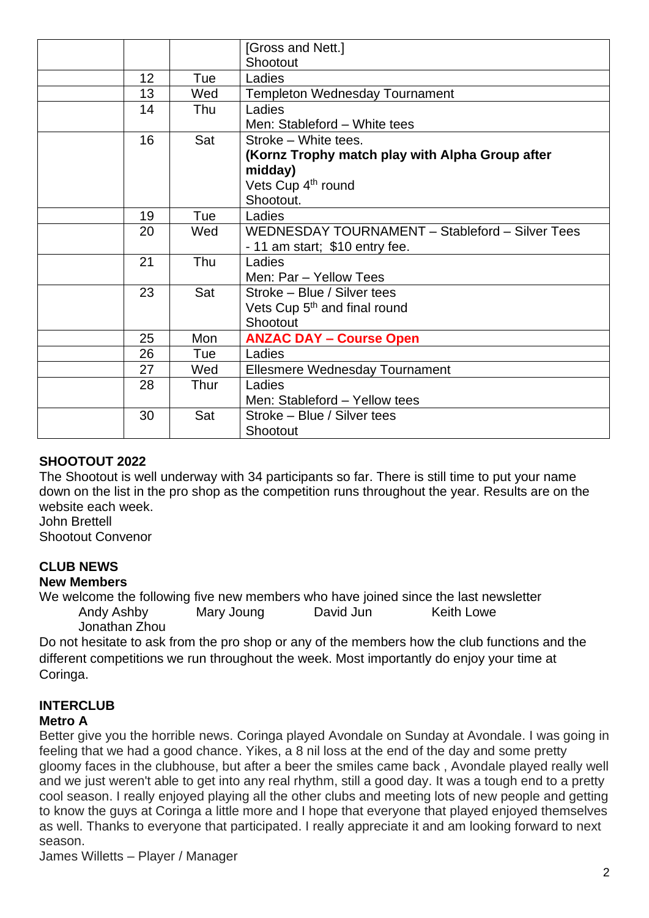| | | | |
|---|---|---|---|
| | | | [Gross and Nett.] Shootout |
| | 12 | Tue | Ladies |
| | 13 | Wed | Templeton Wednesday Tournament |
| | 14 | Thu | Ladies<br>Men: Stableford – White tees |
| | 16 | Sat | Stroke – White tees.<br>**(Kornz Trophy match play with Alpha Group after midday)**<br>Vets Cup 4th round<br>Shootout. |
| | 19 | Tue | Ladies |
| | 20 | Wed | WEDNESDAY TOURNAMENT – Stableford – Silver Tees - 11 am start; $10 entry fee. |
| | 21 | Thu | Ladies<br>Men: Par – Yellow Tees |
| | 23 | Sat | Stroke – Blue / Silver tees<br>Vets Cup 5th and final round<br>Shootout |
| | 25 | Mon | **ANZAC DAY – Course Open** |
| | 26 | Tue | Ladies |
| | 27 | Wed | Ellesmere Wednesday Tournament |
| | 28 | Thur | Ladies<br>Men: Stableford – Yellow tees |
| | 30 | Sat | Stroke – Blue / Silver tees<br>Shootout |

## SHOOTOUT 2022

The Shootout is well underway with 34 participants so far. There is still time to put your name down on the list in the pro shop as the competition runs throughout the year. Results are on the website each week.

John Brettell
Shootout Convenor

## CLUB NEWS

### New Members

We welcome the following five new members who have joined since the last newsletter

Andy Ashby    Mary Joung    David Jun    Keith Lowe
Jonathan Zhou

Do not hesitate to ask from the pro shop or any of the members how the club functions and the different competitions we run throughout the week. Most importantly do enjoy your time at Coringa.

## INTERCLUB

### Metro A

Better give you the horrible news. Coringa played Avondale on Sunday at Avondale. I was going in feeling that we had a good chance. Yikes, a 8 nil loss at the end of the day and some pretty gloomy faces in the clubhouse, but after a beer the smiles came back , Avondale played really well and we just weren't able to get into any real rhythm, still a good day. It was a tough end to a pretty cool season. I really enjoyed playing all the other clubs and meeting lots of new people and getting to know the guys at Coringa a little more and I hope that everyone that played enjoyed themselves as well. Thanks to everyone that participated. I really appreciate it and am looking forward to next season.

James Willetts – Player / Manager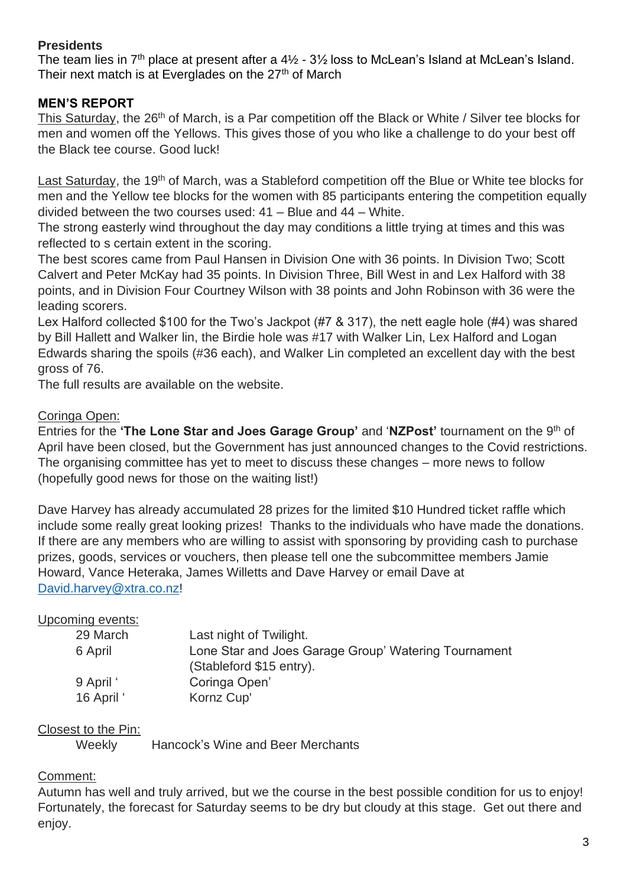**Presidents**

The team lies in 7th place at present after a 4½ - 3½ loss to McLean's Island at McLean's Island. Their next match is at Everglades on the 27th of March

## MEN'S REPORT

This Saturday, the 26th of March, is a Par competition off the Black or White / Silver tee blocks for men and women off the Yellows. This gives those of you who like a challenge to do your best off the Black tee course. Good luck!

Last Saturday, the 19th of March, was a Stableford competition off the Blue or White tee blocks for men and the Yellow tee blocks for the women with 85 participants entering the competition equally divided between the two courses used: 41 – Blue and 44 – White.

The strong easterly wind throughout the day may conditions a little trying at times and this was reflected to s certain extent in the scoring.

The best scores came from Paul Hansen in Division One with 36 points. In Division Two; Scott Calvert and Peter McKay had 35 points. In Division Three, Bill West in and Lex Halford with 38 points, and in Division Four Courtney Wilson with 38 points and John Robinson with 36 were the leading scorers.

Lex Halford collected $100 for the Two's Jackpot (#7 & 317), the nett eagle hole (#4) was shared by Bill Hallett and Walker lin, the Birdie hole was #17 with Walker Lin, Lex Halford and Logan Edwards sharing the spoils (#36 each), and Walker Lin completed an excellent day with the best gross of 76.

The full results are available on the website.

Coringa Open:

Entries for the **'The Lone Star and Joes Garage Group'** and '**NZPost'** tournament on the 9th of April have been closed, but the Government has just announced changes to the Covid restrictions. The organising committee has yet to meet to discuss these changes – more news to follow (hopefully good news for those on the waiting list!)

Dave Harvey has already accumulated 28 prizes for the limited $10 Hundred ticket raffle which include some really great looking prizes! Thanks to the individuals who have made the donations. If there are any members who are willing to assist with sponsoring by providing cash to purchase prizes, goods, services or vouchers, then please tell one the subcommittee members Jamie Howard, Vance Heteraka, James Willetts and Dave Harvey or email Dave at David.harvey@xtra.co.nz!

Upcoming events:

| | |
|---|---|
| 29 March | Last night of Twilight. |
| 6 April | Lone Star and Joes Garage Group' Watering Tournament (Stableford $15 entry). |
| 9 April ' | Coringa Open' |
| 16 April ' | Kornz Cup' |

Closest to the Pin:

Weekly Hancock's Wine and Beer Merchants

Comment:

Autumn has well and truly arrived, but we the course in the best possible condition for us to enjoy! Fortunately, the forecast for Saturday seems to be dry but cloudy at this stage. Get out there and enjoy.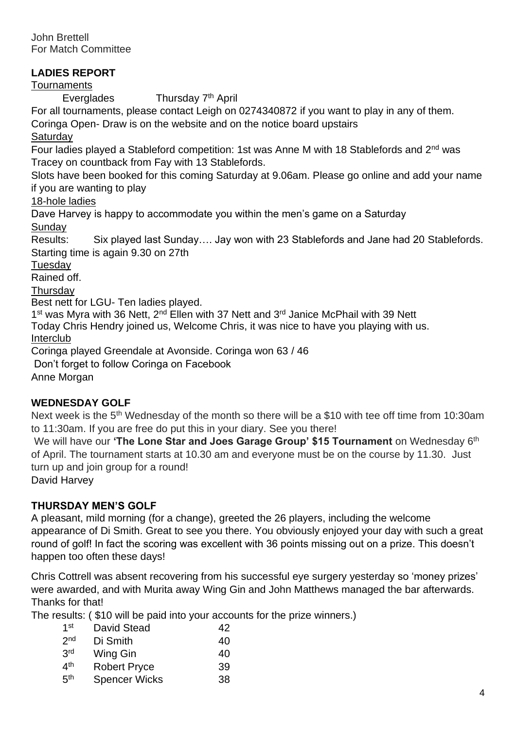John Brettell
For Match Committee

## LADIES REPORT

Tournaments

Everglades Thursday 7th April

For all tournaments, please contact Leigh on 0274340872 if you want to play in any of them.

Coringa Open- Draw is on the website and on the notice board upstairs

Saturday

Four ladies played a Stableford competition: 1st was Anne M with 18 Stablefords and 2nd was Tracey on countback from Fay with 13 Stablefords.

Slots have been booked for this coming Saturday at 9.06am. Please go online and add your name if you are wanting to play

18-hole ladies

Dave Harvey is happy to accommodate you within the men's game on a Saturday

Sunday

Results: Six played last Sunday…. Jay won with 23 Stablefords and Jane had 20 Stablefords. Starting time is again 9.30 on 27th

Tuesday

Rained off.

Thursday

Best nett for LGU- Ten ladies played.

1st was Myra with 36 Nett, 2nd Ellen with 37 Nett and 3rd Janice McPhail with 39 Nett

Today Chris Hendry joined us, Welcome Chris, it was nice to have you playing with us.

Interclub

Coringa played Greendale at Avonside. Coringa won 63 / 46

Don't forget to follow Coringa on Facebook

Anne Morgan

## WEDNESDAY GOLF

Next week is the 5th Wednesday of the month so there will be a $10 with tee off time from 10:30am to 11:30am. If you are free do put this in your diary. See you there!

We will have our **'The Lone Star and Joes Garage Group' $15 Tournament** on Wednesday 6th of April. The tournament starts at 10.30 am and everyone must be on the course by 11.30. Just turn up and join group for a round!

David Harvey

## THURSDAY MEN'S GOLF

A pleasant, mild morning (for a change), greeted the 26 players, including the welcome appearance of Di Smith. Great to see you there. You obviously enjoyed your day with such a great round of golf! In fact the scoring was excellent with 36 points missing out on a prize. This doesn't happen too often these days!

Chris Cottrell was absent recovering from his successful eye surgery yesterday so 'money prizes' were awarded, and with Murita away Wing Gin and John Matthews managed the bar afterwards. Thanks for that!

The results: ( $10 will be paid into your accounts for the prize winners.)

| Place | Name | Score |
|---|---|---|
| 1st | David Stead | 42 |
| 2nd | Di Smith | 40 |
| 3rd | Wing Gin | 40 |
| 4th | Robert Pryce | 39 |
| 5th | Spencer Wicks | 38 |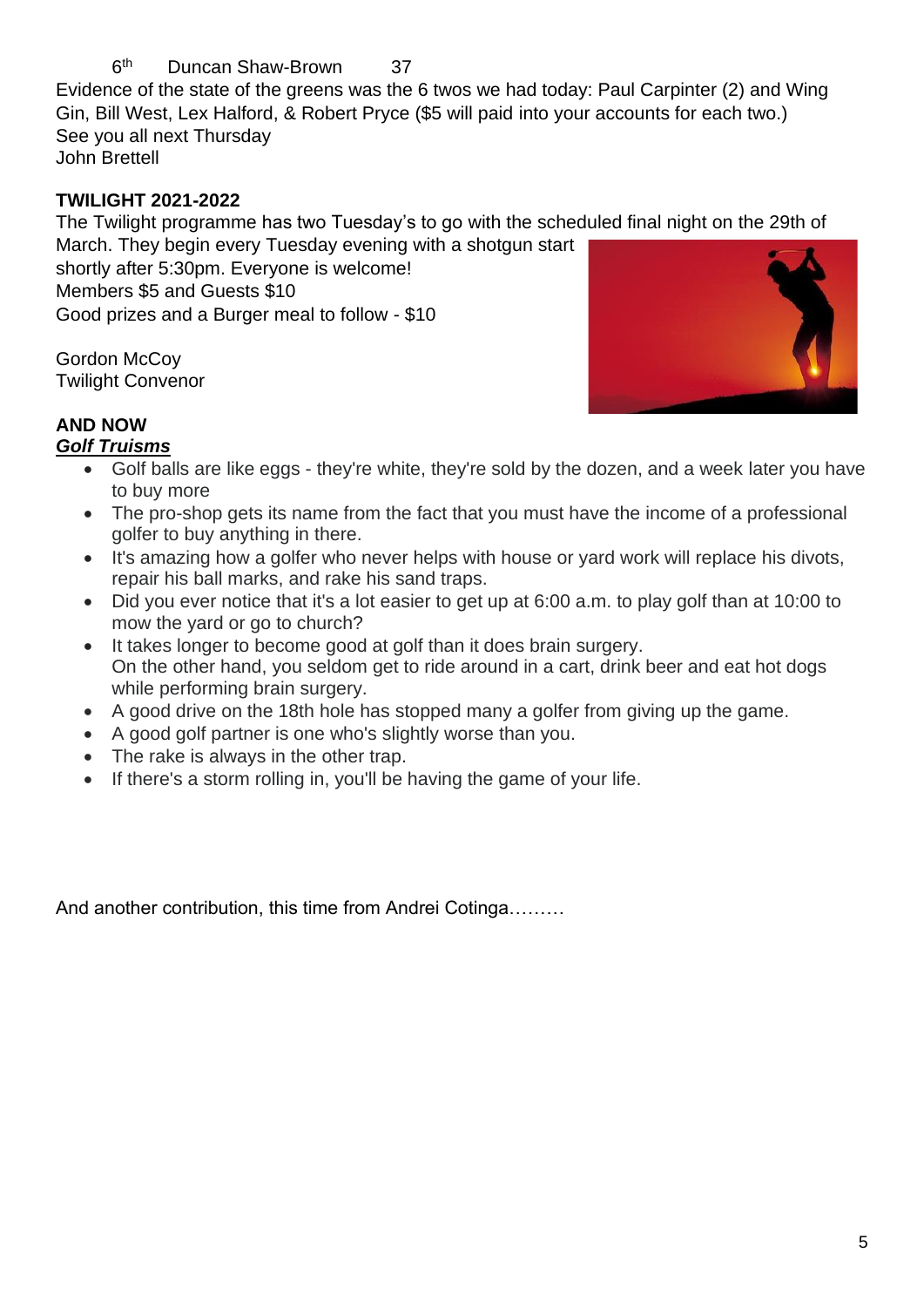6th Duncan Shaw-Brown 37

Evidence of the state of the greens was the 6 twos we had today: Paul Carpinter (2) and Wing Gin, Bill West, Lex Halford, & Robert Pryce ($5 will paid into your accounts for each two.)

See you all next Thursday

John Brettell

**TWILIGHT 2021-2022**

The Twilight programme has two Tuesday's to go with the scheduled final night on the 29th of March. They begin every Tuesday evening with a shotgun start shortly after 5:30pm. Everyone is welcome!

Members $5 and Guests $10

Good prizes and a Burger meal to follow - $10

Gordon McCoy

Twilight Convenor

**AND NOW**

***Golf Truisms***

- Golf balls are like eggs - they're white, they're sold by the dozen, and a week later you have to buy more
- The pro-shop gets its name from the fact that you must have the income of a professional golfer to buy anything in there.
- It's amazing how a golfer who never helps with house or yard work will replace his divots, repair his ball marks, and rake his sand traps.
- Did you ever notice that it's a lot easier to get up at 6:00 a.m. to play golf than at 10:00 to mow the yard or go to church?
- It takes longer to become good at golf than it does brain surgery.
  On the other hand, you seldom get to ride around in a cart, drink beer and eat hot dogs while performing brain surgery.
- A good drive on the 18th hole has stopped many a golfer from giving up the game.
- A good golf partner is one who's slightly worse than you.
- The rake is always in the other trap.
- If there's a storm rolling in, you'll be having the game of your life.

And another contribution, this time from Andrei Cotinga………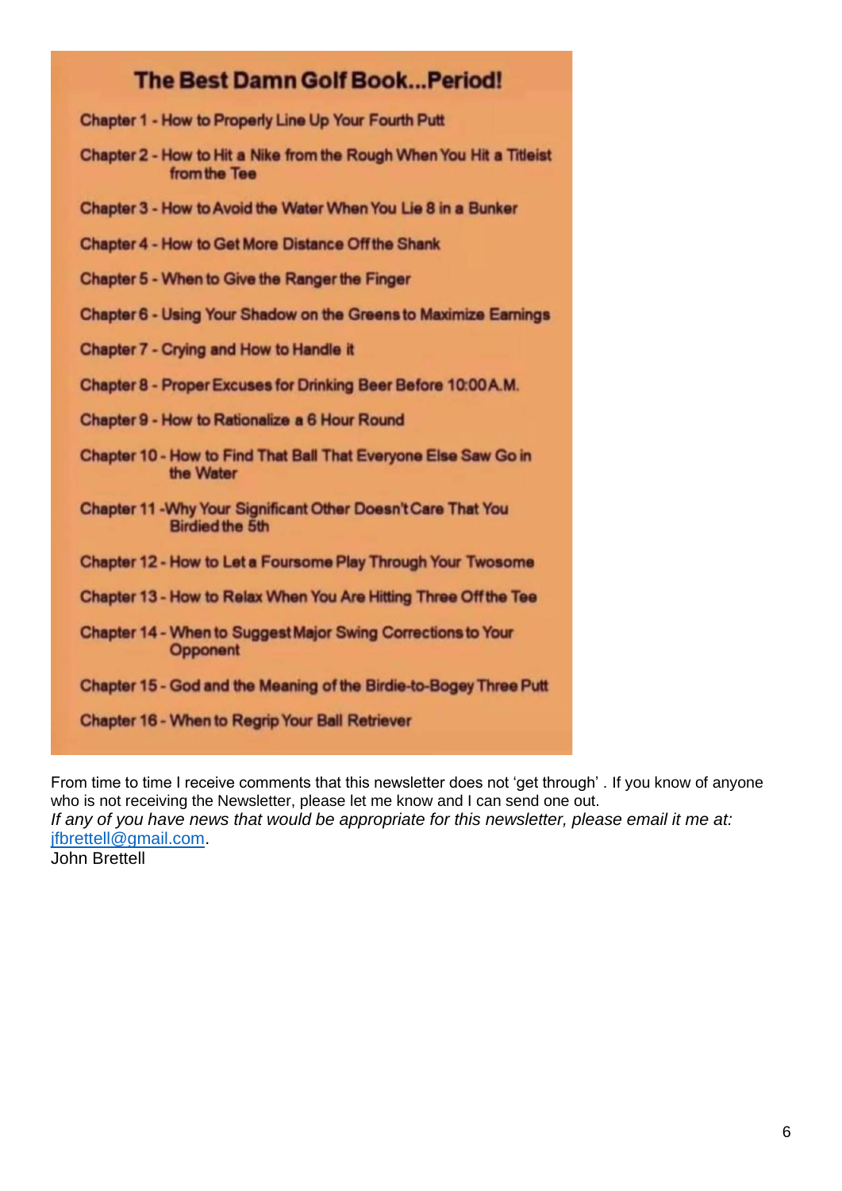## The Best Damn Golf Book...Period!

Chapter 1 - How to Properly Line Up Your Fourth Putt

Chapter 2 - How to Hit a Nike from the Rough When You Hit a Titleist from the Tee

Chapter 3 - How to Avoid the Water When You Lie 8 in a Bunker

Chapter 4 - How to Get More Distance Off the Shank

Chapter 5 - When to Give the Ranger the Finger

Chapter 6 - Using Your Shadow on the Greens to Maximize Earnings

Chapter 7 - Crying and How to Handle it

Chapter 8 - Proper Excuses for Drinking Beer Before 10:00 A.M.

Chapter 9 - How to Rationalize a 6 Hour Round

Chapter 10 - How to Find That Ball That Everyone Else Saw Go in the Water

Chapter 11 -Why Your Significant Other Doesn't Care That You Birdied the 5th

Chapter 12 - How to Let a Foursome Play Through Your Twosome

Chapter 13 - How to Relax When You Are Hitting Three Off the Tee

Chapter 14 - When to Suggest Major Swing Corrections to Your Opponent

Chapter 15 - God and the Meaning of the Birdie-to-Bogey Three Putt

Chapter 16 - When to Regrip Your Ball Retriever

From time to time I receive comments that this newsletter does not 'get through' . If you know of anyone who is not receiving the Newsletter, please let me know and I can send one out.

*If any of you have news that would be appropriate for this newsletter, please email it me at:* jfbrettell@gmail.com.

John Brettell